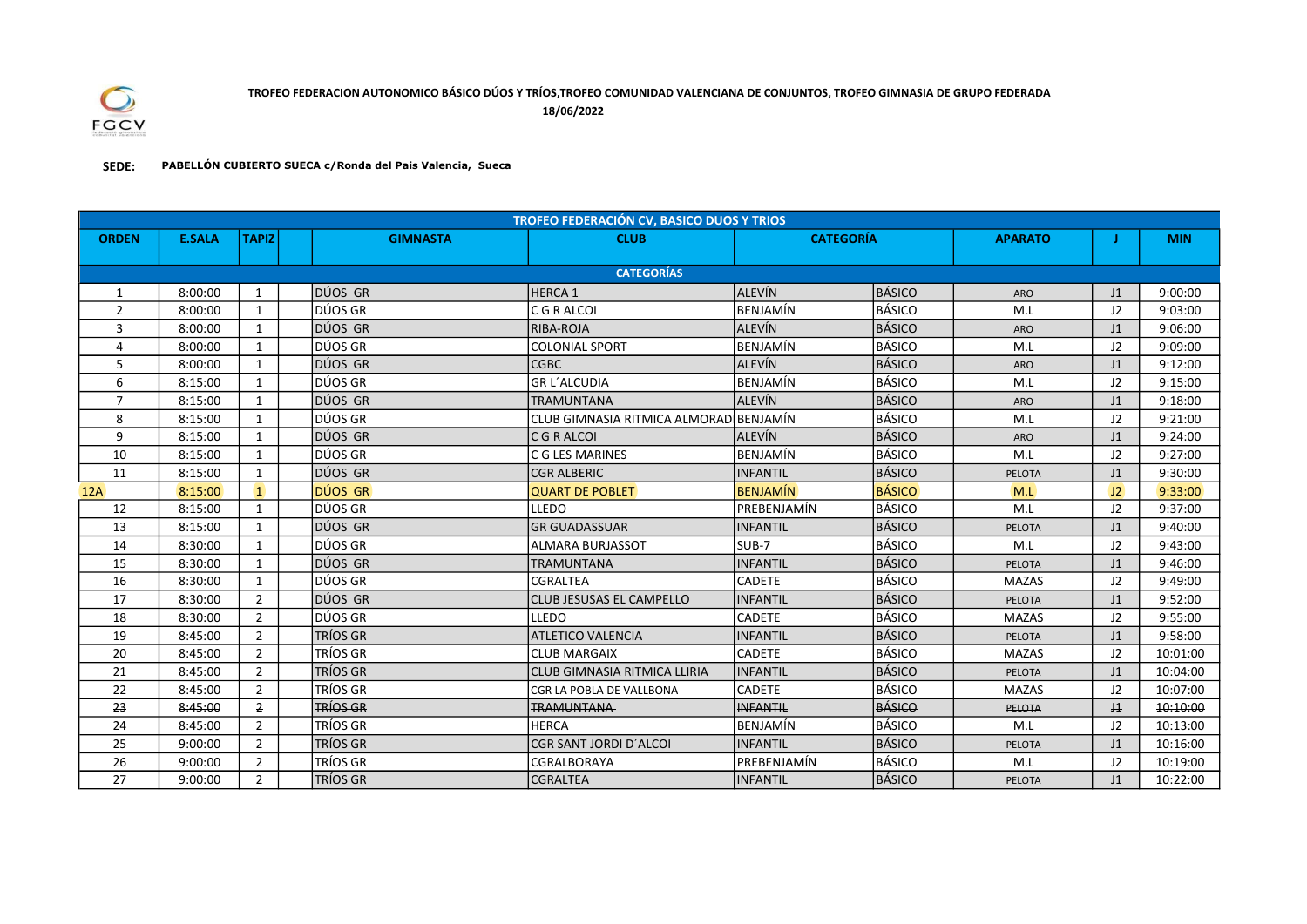**TROFEO FEDERACION AUTONOMICO BÁSICO DÚOS Y TRÍOS,TROFEO COMUNIDAD VALENCIANA DE CONJUNTOS, TROFEO GIMNASIA DE GRUPO FEDERADA**

**18/06/2022**

**SEDE:** **PABELLÓN CUBIERTO SUECA c/Ronda del Pais Valencia, Sueca**

| TROFEO FEDERACIÓN CV, BASICO DUOS Y TRIOS | | | | | | | | | | |
|---|---|---|---|---|---|---|---|---|---|---|
| **ORDEN** | **E.SALA** | **TAPIZ** | | **GIMNASTA** | **CLUB** | **CATEGORÍA** | | **APARATO** | **J** | **MIN** |
| **CATEGORÍAS** | | | | | | | | | | |
| 1 | 8:00:00 | 1 | | DÚOS GR | HERCA 1 | ALEVÍN | BÁSICO | ARO | J1 | 9:00:00 |
| 2 | 8:00:00 | 1 | | DÚOS GR | C G R ALCOI | BENJAMÍN | BÁSICO | M.L | J2 | 9:03:00 |
| 3 | 8:00:00 | 1 | | DÚOS GR | RIBA-ROJA | ALEVÍN | BÁSICO | ARO | J1 | 9:06:00 |
| 4 | 8:00:00 | 1 | | DÚOS GR | COLONIAL SPORT | BENJAMÍN | BÁSICO | M.L | J2 | 9:09:00 |
| 5 | 8:00:00 | 1 | | DÚOS GR | CGBC | ALEVÍN | BÁSICO | ARO | J1 | 9:12:00 |
| 6 | 8:15:00 | 1 | | DÚOS GR | GR L´ALCUDIA | BENJAMÍN | BÁSICO | M.L | J2 | 9:15:00 |
| 7 | 8:15:00 | 1 | | DÚOS GR | TRAMUNTANA | ALEVÍN | BÁSICO | ARO | J1 | 9:18:00 |
| 8 | 8:15:00 | 1 | | DÚOS GR | CLUB GIMNASIA RITMICA ALMORAD | BENJAMÍN | BÁSICO | M.L | J2 | 9:21:00 |
| 9 | 8:15:00 | 1 | | DÚOS GR | C G R ALCOI | ALEVÍN | BÁSICO | ARO | J1 | 9:24:00 |
| 10 | 8:15:00 | 1 | | DÚOS GR | C G LES MARINES | BENJAMÍN | BÁSICO | M.L | J2 | 9:27:00 |
| 11 | 8:15:00 | 1 | | DÚOS GR | CGR ALBERIC | INFANTIL | BÁSICO | PELOTA | J1 | 9:30:00 |
| 12A | 8:15:00 | 1 | | DÚOS GR | QUART DE POBLET | BENJAMÍN | BÁSICO | M.L | J2 | 9:33:00 |
| 12 | 8:15:00 | 1 | | DÚOS GR | LLEDO | PREBENJAMÍN | BÁSICO | M.L | J2 | 9:37:00 |
| 13 | 8:15:00 | 1 | | DÚOS GR | GR GUADASSUAR | INFANTIL | BÁSICO | PELOTA | J1 | 9:40:00 |
| 14 | 8:30:00 | 1 | | DÚOS GR | ALMARA BURJASSOT | SUB-7 | BÁSICO | M.L | J2 | 9:43:00 |
| 15 | 8:30:00 | 1 | | DÚOS GR | TRAMUNTANA | INFANTIL | BÁSICO | PELOTA | J1 | 9:46:00 |
| 16 | 8:30:00 | 1 | | DÚOS GR | CGRALTEA | CADETE | BÁSICO | MAZAS | J2 | 9:49:00 |
| 17 | 8:30:00 | 2 | | DÚOS GR | CLUB JESUSAS EL CAMPELLO | INFANTIL | BÁSICO | PELOTA | J1 | 9:52:00 |
| 18 | 8:30:00 | 2 | | DÚOS GR | LLEDO | CADETE | BÁSICO | MAZAS | J2 | 9:55:00 |
| 19 | 8:45:00 | 2 | | TRÍOS GR | ATLETICO VALENCIA | INFANTIL | BÁSICO | PELOTA | J1 | 9:58:00 |
| 20 | 8:45:00 | 2 | | TRÍOS GR | CLUB MARGAIX | CADETE | BÁSICO | MAZAS | J2 | 10:01:00 |
| 21 | 8:45:00 | 2 | | TRÍOS GR | CLUB GIMNASIA RITMICA LLIRIA | INFANTIL | BÁSICO | PELOTA | J1 | 10:04:00 |
| 22 | 8:45:00 | 2 | | TRÍOS GR | CGR LA POBLA DE VALLBONA | CADETE | BÁSICO | MAZAS | J2 | 10:07:00 |
| ~~23~~ | ~~8:45:00~~ | ~~2~~ | | ~~TRÍOS GR~~ | ~~TRAMUNTANA~~ | ~~INFANTIL~~ | ~~BÁSICO~~ | ~~PELOTA~~ | ~~J1~~ | ~~10:10:00~~ |
| 24 | 8:45:00 | 2 | | TRÍOS GR | HERCA | BENJAMÍN | BÁSICO | M.L | J2 | 10:13:00 |
| 25 | 9:00:00 | 2 | | TRÍOS GR | CGR SANT JORDI D´ALCOI | INFANTIL | BÁSICO | PELOTA | J1 | 10:16:00 |
| 26 | 9:00:00 | 2 | | TRÍOS GR | CGRALBORAYA | PREBENJAMÍN | BÁSICO | M.L | J2 | 10:19:00 |
| 27 | 9:00:00 | 2 | | TRÍOS GR | CGRALTEA | INFANTIL | BÁSICO | PELOTA | J1 | 10:22:00 |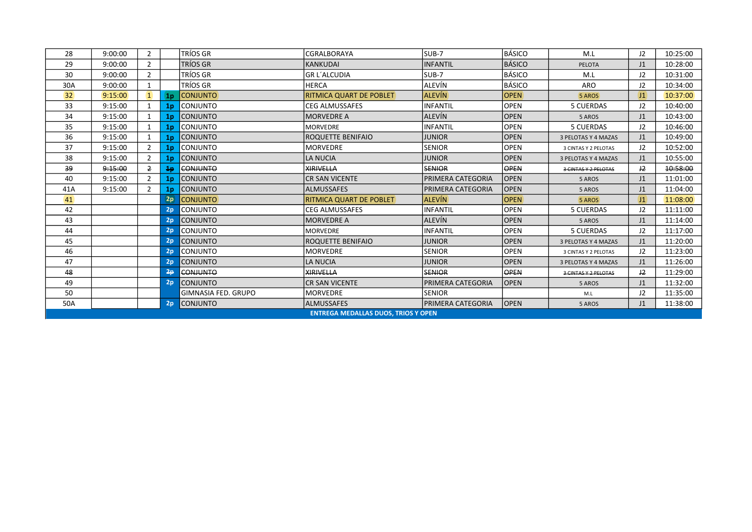| 28 | 9:00:00 | 2 | | TRÍOS GR | CGRALBORAYA | SUB-7 | BÁSICO | M.L | J2 | 10:25:00 |
|---|---|---|---|---|---|---|---|---|---|---|
| 29 | 9:00:00 | 2 | | TRÍOS GR | KANKUDAI | INFANTIL | BÁSICO | PELOTA | J1 | 10:28:00 |
| 30 | 9:00:00 | 2 | | TRÍOS GR | GR L´ALCUDIA | SUB-7 | BÁSICO | M.L | J2 | 10:31:00 |
| 30A | 9:00:00 | 1 | | TRÍOS GR | HERCA | ALEVÍN | BÁSICO | ARO | J2 | 10:34:00 |
| 32 | 9:15:00 | 1 | 1p | CONJUNTO | RITMICA QUART DE POBLET | ALEVÍN | OPEN | 5 AROS | J1 | 10:37:00 |
| 33 | 9:15:00 | 1 | 1p | CONJUNTO | CEG ALMUSSAFES | INFANTIL | OPEN | 5 CUERDAS | J2 | 10:40:00 |
| 34 | 9:15:00 | 1 | 1p | CONJUNTO | MORVEDRE A | ALEVÍN | OPEN | 5 AROS | J1 | 10:43:00 |
| 35 | 9:15:00 | 1 | 1p | CONJUNTO | MORVEDRE | INFANTIL | OPEN | 5 CUERDAS | J2 | 10:46:00 |
| 36 | 9:15:00 | 1 | 1p | CONJUNTO | ROQUETTE BENIFAIO | JUNIOR | OPEN | 3 PELOTAS Y 4 MAZAS | J1 | 10:49:00 |
| 37 | 9:15:00 | 2 | 1p | CONJUNTO | MORVEDRE | SENIOR | OPEN | 3 CINTAS Y 2 PELOTAS | J2 | 10:52:00 |
| 38 | 9:15:00 | 2 | 1p | CONJUNTO | LA NUCIA | JUNIOR | OPEN | 3 PELOTAS Y 4 MAZAS | J1 | 10:55:00 |
| ~~39~~ | ~~9:15:00~~ | ~~2~~ | ~~1p~~ | ~~CONJUNTO~~ | ~~XIRIVELLA~~ | ~~SENIOR~~ | ~~OPEN~~ | ~~3 CINTAS Y 2 PELOTAS~~ | ~~J2~~ | ~~10:58:00~~ |
| 40 | 9:15:00 | 2 | 1p | CONJUNTO | CR SAN VICENTE | PRIMERA CATEGORIA | OPEN | 5 AROS | J1 | 11:01:00 |
| 41A | 9:15:00 | 2 | 1p | CONJUNTO | ALMUSSAFES | PRIMERA CATEGORIA | OPEN | 5 AROS | J1 | 11:04:00 |
| 41 | | | 2p | CONJUNTO | RITMICA QUART DE POBLET | ALEVÍN | OPEN | 5 AROS | J1 | 11:08:00 |
| 42 | | | 2p | CONJUNTO | CEG ALMUSSAFES | INFANTIL | OPEN | 5 CUERDAS | J2 | 11:11:00 |
| 43 | | | 2p | CONJUNTO | MORVEDRE A | ALEVÍN | OPEN | 5 AROS | J1 | 11:14:00 |
| 44 | | | 2p | CONJUNTO | MORVEDRE | INFANTIL | OPEN | 5 CUERDAS | J2 | 11:17:00 |
| 45 | | | 2p | CONJUNTO | ROQUETTE BENIFAIO | JUNIOR | OPEN | 3 PELOTAS Y 4 MAZAS | J1 | 11:20:00 |
| 46 | | | 2p | CONJUNTO | MORVEDRE | SENIOR | OPEN | 3 CINTAS Y 2 PELOTAS | J2 | 11:23:00 |
| 47 | | | 2p | CONJUNTO | LA NUCIA | JUNIOR | OPEN | 3 PELOTAS Y 4 MAZAS | J1 | 11:26:00 |
| ~~48~~ | | | ~~2p~~ | ~~CONJUNTO~~ | ~~XIRIVELLA~~ | ~~SENIOR~~ | ~~OPEN~~ | ~~3 CINTAS Y 2 PELOTAS~~ | ~~J2~~ | 11:29:00 |
| 49 | | | 2p | CONJUNTO | CR SAN VICENTE | PRIMERA CATEGORIA | OPEN | 5 AROS | J1 | 11:32:00 |
| 50 | | | | GIMNASIA FED. GRUPO | MORVEDRE | SENIOR | | M.L | J2 | 11:35:00 |
| 50A | | | 2p | CONJUNTO | ALMUSSAFES | PRIMERA CATEGORIA | OPEN | 5 AROS | J1 | 11:38:00 |
| | | | | | ENTREGA MEDALLAS DUOS, TRIOS Y OPEN | | | | | |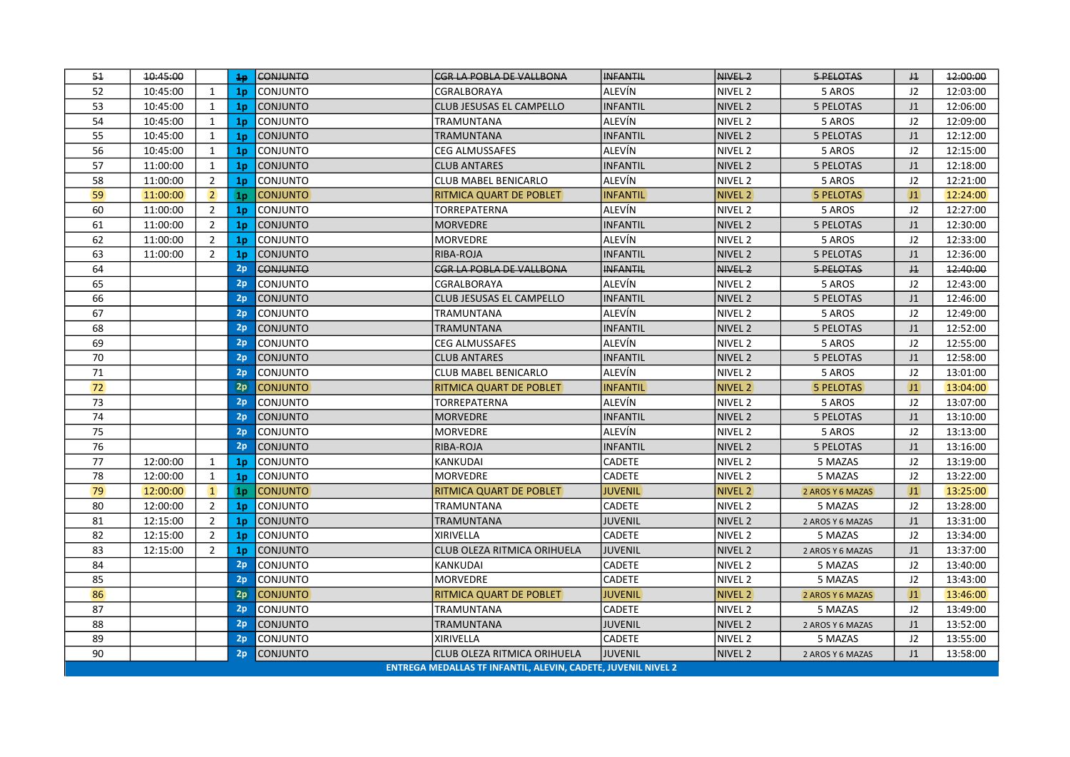| | | | | | | | | | | |
|---|---|---|---|---|---|---|---|---|---|---|
| ~~51~~ | ~~10:45:00~~ | | ~~1p~~ | ~~CONJUNTO~~ | ~~CGR LA POBLA DE VALLBONA~~ | ~~INFANTIL~~ | ~~NIVEL 2~~ | ~~5 PELOTAS~~ | ~~J1~~ | ~~12:00:00~~ |
| 52 | 10:45:00 | 1 | 1p | CONJUNTO | CGRALBORAYA | ALEVÍN | NIVEL 2 | 5 AROS | J2 | 12:03:00 |
| 53 | 10:45:00 | 1 | 1p | CONJUNTO | CLUB JESUSAS EL CAMPELLO | INFANTIL | NIVEL 2 | 5 PELOTAS | J1 | 12:06:00 |
| 54 | 10:45:00 | 1 | 1p | CONJUNTO | TRAMUNTANA | ALEVÍN | NIVEL 2 | 5 AROS | J2 | 12:09:00 |
| 55 | 10:45:00 | 1 | 1p | CONJUNTO | TRAMUNTANA | INFANTIL | NIVEL 2 | 5 PELOTAS | J1 | 12:12:00 |
| 56 | 10:45:00 | 1 | 1p | CONJUNTO | CEG ALMUSSAFES | ALEVÍN | NIVEL 2 | 5 AROS | J2 | 12:15:00 |
| 57 | 11:00:00 | 1 | 1p | CONJUNTO | CLUB ANTARES | INFANTIL | NIVEL 2 | 5 PELOTAS | J1 | 12:18:00 |
| 58 | 11:00:00 | 2 | 1p | CONJUNTO | CLUB MABEL BENICARLO | ALEVÍN | NIVEL 2 | 5 AROS | J2 | 12:21:00 |
| 59 | 11:00:00 | 2 | 1p | CONJUNTO | RITMICA QUART DE POBLET | INFANTIL | NIVEL 2 | 5 PELOTAS | J1 | 12:24:00 |
| 60 | 11:00:00 | 2 | 1p | CONJUNTO | TORREPATERNA | ALEVÍN | NIVEL 2 | 5 AROS | J2 | 12:27:00 |
| 61 | 11:00:00 | 2 | 1p | CONJUNTO | MORVEDRE | INFANTIL | NIVEL 2 | 5 PELOTAS | J1 | 12:30:00 |
| 62 | 11:00:00 | 2 | 1p | CONJUNTO | MORVEDRE | ALEVÍN | NIVEL 2 | 5 AROS | J2 | 12:33:00 |
| 63 | 11:00:00 | 2 | 1p | CONJUNTO | RIBA-ROJA | INFANTIL | NIVEL 2 | 5 PELOTAS | J1 | 12:36:00 |
| 64 | | | 2p | ~~CONJUNTO~~ | ~~CGR LA POBLA DE VALLBONA~~ | ~~INFANTIL~~ | ~~NIVEL 2~~ | ~~5 PELOTAS~~ | ~~J1~~ | ~~12:40:00~~ |
| 65 | | | 2p | CONJUNTO | CGRALBORAYA | ALEVÍN | NIVEL 2 | 5 AROS | J2 | 12:43:00 |
| 66 | | | 2p | CONJUNTO | CLUB JESUSAS EL CAMPELLO | INFANTIL | NIVEL 2 | 5 PELOTAS | J1 | 12:46:00 |
| 67 | | | 2p | CONJUNTO | TRAMUNTANA | ALEVÍN | NIVEL 2 | 5 AROS | J2 | 12:49:00 |
| 68 | | | 2p | CONJUNTO | TRAMUNTANA | INFANTIL | NIVEL 2 | 5 PELOTAS | J1 | 12:52:00 |
| 69 | | | 2p | CONJUNTO | CEG ALMUSSAFES | ALEVÍN | NIVEL 2 | 5 AROS | J2 | 12:55:00 |
| 70 | | | 2p | CONJUNTO | CLUB ANTARES | INFANTIL | NIVEL 2 | 5 PELOTAS | J1 | 12:58:00 |
| 71 | | | 2p | CONJUNTO | CLUB MABEL BENICARLO | ALEVÍN | NIVEL 2 | 5 AROS | J2 | 13:01:00 |
| 72 | | | 2p | CONJUNTO | RITMICA QUART DE POBLET | INFANTIL | NIVEL 2 | 5 PELOTAS | J1 | 13:04:00 |
| 73 | | | 2p | CONJUNTO | TORREPATERNA | ALEVÍN | NIVEL 2 | 5 AROS | J2 | 13:07:00 |
| 74 | | | 2p | CONJUNTO | MORVEDRE | INFANTIL | NIVEL 2 | 5 PELOTAS | J1 | 13:10:00 |
| 75 | | | 2p | CONJUNTO | MORVEDRE | ALEVÍN | NIVEL 2 | 5 AROS | J2 | 13:13:00 |
| 76 | | | 2p | CONJUNTO | RIBA-ROJA | INFANTIL | NIVEL 2 | 5 PELOTAS | J1 | 13:16:00 |
| 77 | 12:00:00 | 1 | 1p | CONJUNTO | KANKUDAI | CADETE | NIVEL 2 | 5 MAZAS | J2 | 13:19:00 |
| 78 | 12:00:00 | 1 | 1p | CONJUNTO | MORVEDRE | CADETE | NIVEL 2 | 5 MAZAS | J2 | 13:22:00 |
| 79 | 12:00:00 | 1 | 1p | CONJUNTO | RITMICA QUART DE POBLET | JUVENIL | NIVEL 2 | 2 AROS Y 6 MAZAS | J1 | 13:25:00 |
| 80 | 12:00:00 | 2 | 1p | CONJUNTO | TRAMUNTANA | CADETE | NIVEL 2 | 5 MAZAS | J2 | 13:28:00 |
| 81 | 12:15:00 | 2 | 1p | CONJUNTO | TRAMUNTANA | JUVENIL | NIVEL 2 | 2 AROS Y 6 MAZAS | J1 | 13:31:00 |
| 82 | 12:15:00 | 2 | 1p | CONJUNTO | XIRIVELLA | CADETE | NIVEL 2 | 5 MAZAS | J2 | 13:34:00 |
| 83 | 12:15:00 | 2 | 1p | CONJUNTO | CLUB OLEZA RITMICA ORIHUELA | JUVENIL | NIVEL 2 | 2 AROS Y 6 MAZAS | J1 | 13:37:00 |
| 84 | | | 2p | CONJUNTO | KANKUDAI | CADETE | NIVEL 2 | 5 MAZAS | J2 | 13:40:00 |
| 85 | | | 2p | CONJUNTO | MORVEDRE | CADETE | NIVEL 2 | 5 MAZAS | J2 | 13:43:00 |
| 86 | | | 2p | CONJUNTO | RITMICA QUART DE POBLET | JUVENIL | NIVEL 2 | 2 AROS Y 6 MAZAS | J1 | 13:46:00 |
| 87 | | | 2p | CONJUNTO | TRAMUNTANA | CADETE | NIVEL 2 | 5 MAZAS | J2 | 13:49:00 |
| 88 | | | 2p | CONJUNTO | TRAMUNTANA | JUVENIL | NIVEL 2 | 2 AROS Y 6 MAZAS | J1 | 13:52:00 |
| 89 | | | 2p | CONJUNTO | XIRIVELLA | CADETE | NIVEL 2 | 5 MAZAS | J2 | 13:55:00 |
| 90 | | | 2p | CONJUNTO | CLUB OLEZA RITMICA ORIHUELA | JUVENIL | NIVEL 2 | 2 AROS Y 6 MAZAS | J1 | 13:58:00 |
| **ENTREGA MEDALLAS TF INFANTIL, ALEVIN, CADETE, JUVENIL NIVEL 2** | | | | | | | | | | |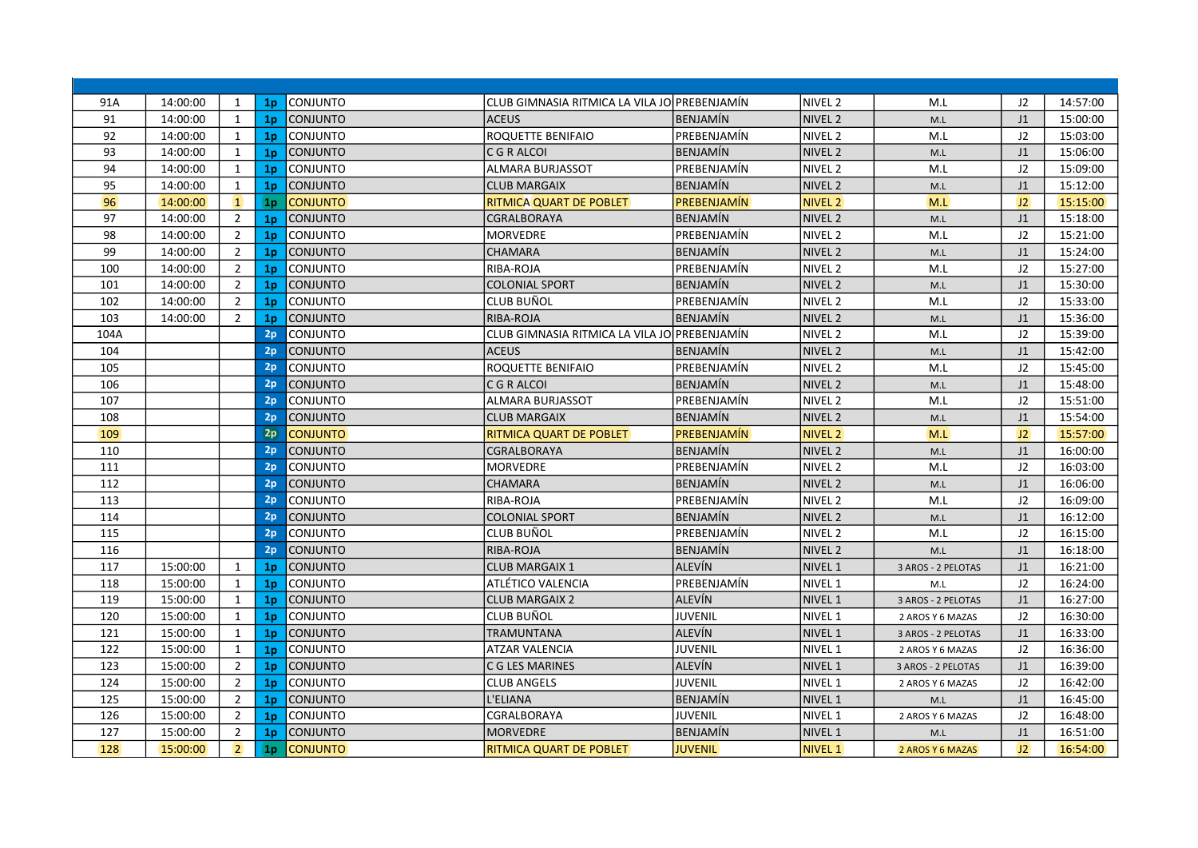| | | | | | | | | | | |
|---|---|---|---|---|---|---|---|---|---|---|
| 91A | 14:00:00 | 1 | 1p | CONJUNTO | CLUB GIMNASIA RITMICA LA VILA JO | PREBENJAMÍN | NIVEL 2 | M.L | J2 | 14:57:00 |
| 91 | 14:00:00 | 1 | 1p | CONJUNTO | ACEUS | BENJAMÍN | NIVEL 2 | M.L | J1 | 15:00:00 |
| 92 | 14:00:00 | 1 | 1p | CONJUNTO | ROQUETTE BENIFAIO | PREBENJAMÍN | NIVEL 2 | M.L | J2 | 15:03:00 |
| 93 | 14:00:00 | 1 | 1p | CONJUNTO | C G R ALCOI | BENJAMÍN | NIVEL 2 | M.L | J1 | 15:06:00 |
| 94 | 14:00:00 | 1 | 1p | CONJUNTO | ALMARA BURJASSOT | PREBENJAMÍN | NIVEL 2 | M.L | J2 | 15:09:00 |
| 95 | 14:00:00 | 1 | 1p | CONJUNTO | CLUB MARGAIX | BENJAMÍN | NIVEL 2 | M.L | J1 | 15:12:00 |
| 96 | 14:00:00 | 1 | 1p | CONJUNTO | RITMICA QUART DE POBLET | PREBENJAMÍN | NIVEL 2 | M.L | J2 | 15:15:00 |
| 97 | 14:00:00 | 2 | 1p | CONJUNTO | CGRALBORAYA | BENJAMÍN | NIVEL 2 | M.L | J1 | 15:18:00 |
| 98 | 14:00:00 | 2 | 1p | CONJUNTO | MORVEDRE | PREBENJAMÍN | NIVEL 2 | M.L | J2 | 15:21:00 |
| 99 | 14:00:00 | 2 | 1p | CONJUNTO | CHAMARA | BENJAMÍN | NIVEL 2 | M.L | J1 | 15:24:00 |
| 100 | 14:00:00 | 2 | 1p | CONJUNTO | RIBA-ROJA | PREBENJAMÍN | NIVEL 2 | M.L | J2 | 15:27:00 |
| 101 | 14:00:00 | 2 | 1p | CONJUNTO | COLONIAL SPORT | BENJAMÍN | NIVEL 2 | M.L | J1 | 15:30:00 |
| 102 | 14:00:00 | 2 | 1p | CONJUNTO | CLUB BUÑOL | PREBENJAMÍN | NIVEL 2 | M.L | J2 | 15:33:00 |
| 103 | 14:00:00 | 2 | 1p | CONJUNTO | RIBA-ROJA | BENJAMÍN | NIVEL 2 | M.L | J1 | 15:36:00 |
| 104A | | | 2p | CONJUNTO | CLUB GIMNASIA RITMICA LA VILA JO | PREBENJAMÍN | NIVEL 2 | M.L | J2 | 15:39:00 |
| 104 | | | 2p | CONJUNTO | ACEUS | BENJAMÍN | NIVEL 2 | M.L | J1 | 15:42:00 |
| 105 | | | 2p | CONJUNTO | ROQUETTE BENIFAIO | PREBENJAMÍN | NIVEL 2 | M.L | J2 | 15:45:00 |
| 106 | | | 2p | CONJUNTO | C G R ALCOI | BENJAMÍN | NIVEL 2 | M.L | J1 | 15:48:00 |
| 107 | | | 2p | CONJUNTO | ALMARA BURJASSOT | PREBENJAMÍN | NIVEL 2 | M.L | J2 | 15:51:00 |
| 108 | | | 2p | CONJUNTO | CLUB MARGAIX | BENJAMÍN | NIVEL 2 | M.L | J1 | 15:54:00 |
| 109 | | | 2p | CONJUNTO | RITMICA QUART DE POBLET | PREBENJAMÍN | NIVEL 2 | M.L | J2 | 15:57:00 |
| 110 | | | 2p | CONJUNTO | CGRALBORAYA | BENJAMÍN | NIVEL 2 | M.L | J1 | 16:00:00 |
| 111 | | | 2p | CONJUNTO | MORVEDRE | PREBENJAMÍN | NIVEL 2 | M.L | J2 | 16:03:00 |
| 112 | | | 2p | CONJUNTO | CHAMARA | BENJAMÍN | NIVEL 2 | M.L | J1 | 16:06:00 |
| 113 | | | 2p | CONJUNTO | RIBA-ROJA | PREBENJAMÍN | NIVEL 2 | M.L | J2 | 16:09:00 |
| 114 | | | 2p | CONJUNTO | COLONIAL SPORT | BENJAMÍN | NIVEL 2 | M.L | J1 | 16:12:00 |
| 115 | | | 2p | CONJUNTO | CLUB BUÑOL | PREBENJAMÍN | NIVEL 2 | M.L | J2 | 16:15:00 |
| 116 | | | 2p | CONJUNTO | RIBA-ROJA | BENJAMÍN | NIVEL 2 | M.L | J1 | 16:18:00 |
| 117 | 15:00:00 | 1 | 1p | CONJUNTO | CLUB MARGAIX 1 | ALEVÍN | NIVEL 1 | 3 AROS - 2 PELOTAS | J1 | 16:21:00 |
| 118 | 15:00:00 | 1 | 1p | CONJUNTO | ATLÉTICO VALENCIA | PREBENJAMÍN | NIVEL 1 | M.L | J2 | 16:24:00 |
| 119 | 15:00:00 | 1 | 1p | CONJUNTO | CLUB MARGAIX 2 | ALEVÍN | NIVEL 1 | 3 AROS - 2 PELOTAS | J1 | 16:27:00 |
| 120 | 15:00:00 | 1 | 1p | CONJUNTO | CLUB BUÑOL | JUVENIL | NIVEL 1 | 2 AROS Y 6 MAZAS | J2 | 16:30:00 |
| 121 | 15:00:00 | 1 | 1p | CONJUNTO | TRAMUNTANA | ALEVÍN | NIVEL 1 | 3 AROS - 2 PELOTAS | J1 | 16:33:00 |
| 122 | 15:00:00 | 1 | 1p | CONJUNTO | ATZAR VALENCIA | JUVENIL | NIVEL 1 | 2 AROS Y 6 MAZAS | J2 | 16:36:00 |
| 123 | 15:00:00 | 2 | 1p | CONJUNTO | C G LES MARINES | ALEVÍN | NIVEL 1 | 3 AROS - 2 PELOTAS | J1 | 16:39:00 |
| 124 | 15:00:00 | 2 | 1p | CONJUNTO | CLUB ANGELS | JUVENIL | NIVEL 1 | 2 AROS Y 6 MAZAS | J2 | 16:42:00 |
| 125 | 15:00:00 | 2 | 1p | CONJUNTO | L'ELIANA | BENJAMÍN | NIVEL 1 | M.L | J1 | 16:45:00 |
| 126 | 15:00:00 | 2 | 1p | CONJUNTO | CGRALBORAYA | JUVENIL | NIVEL 1 | 2 AROS Y 6 MAZAS | J2 | 16:48:00 |
| 127 | 15:00:00 | 2 | 1p | CONJUNTO | MORVEDRE | BENJAMÍN | NIVEL 1 | M.L | J1 | 16:51:00 |
| 128 | 15:00:00 | 2 | 1p | CONJUNTO | RITMICA QUART DE POBLET | JUVENIL | NIVEL 1 | 2 AROS Y 6 MAZAS | J2 | 16:54:00 |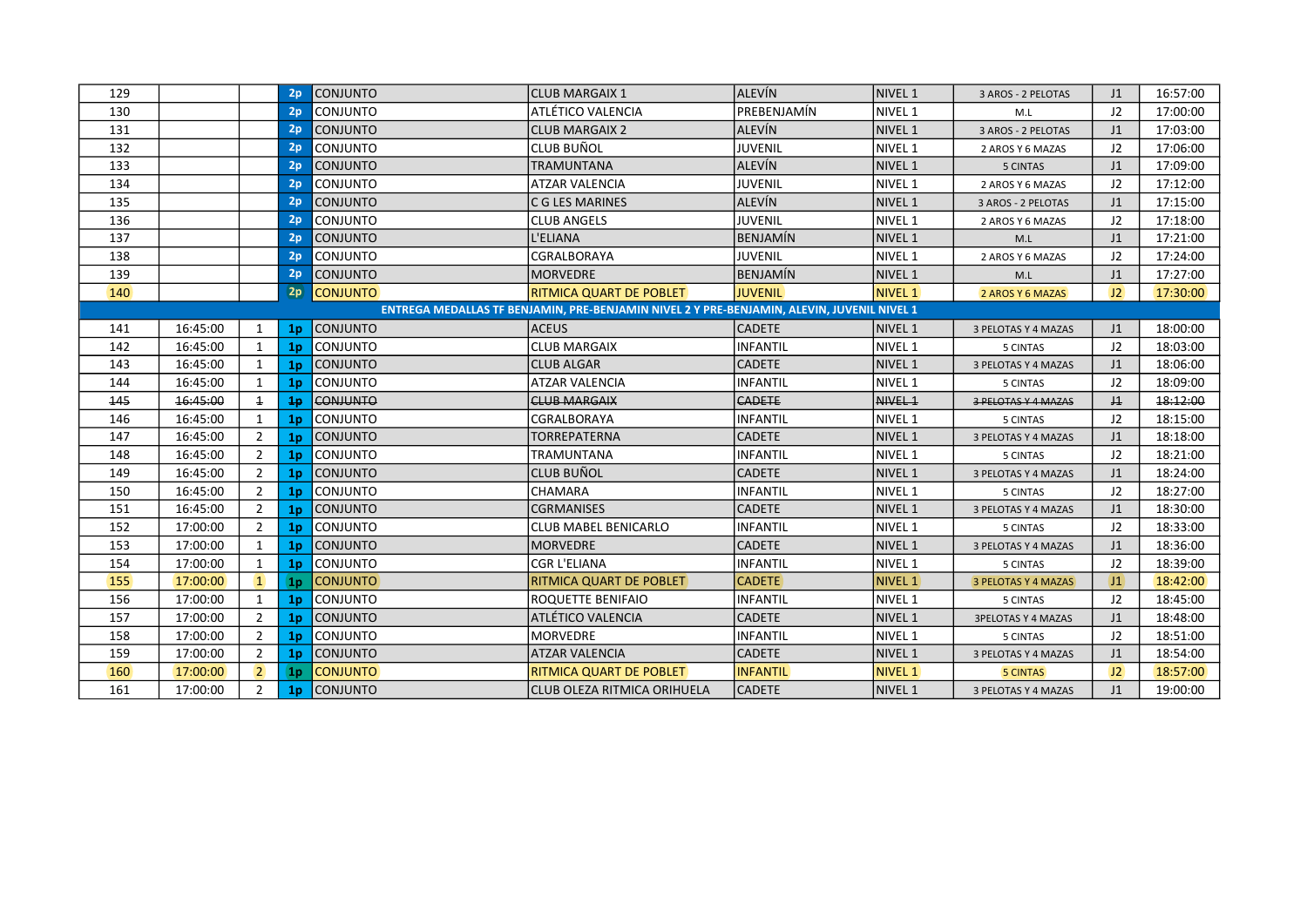| | | | | | | | | | | |
|---|---|---|---|---|---|---|---|---|---|---|
| 129 | | | 2p | CONJUNTO | CLUB MARGAIX 1 | ALEVÍN | NIVEL 1 | 3 AROS - 2 PELOTAS | J1 | 16:57:00 |
| 130 | | | 2p | CONJUNTO | ATLÉTICO VALENCIA | PREBENJAMÍN | NIVEL 1 | M.L | J2 | 17:00:00 |
| 131 | | | 2p | CONJUNTO | CLUB MARGAIX 2 | ALEVÍN | NIVEL 1 | 3 AROS - 2 PELOTAS | J1 | 17:03:00 |
| 132 | | | 2p | CONJUNTO | CLUB BUÑOL | JUVENIL | NIVEL 1 | 2 AROS Y 6 MAZAS | J2 | 17:06:00 |
| 133 | | | 2p | CONJUNTO | TRAMUNTANA | ALEVÍN | NIVEL 1 | 5 CINTAS | J1 | 17:09:00 |
| 134 | | | 2p | CONJUNTO | ATZAR VALENCIA | JUVENIL | NIVEL 1 | 2 AROS Y 6 MAZAS | J2 | 17:12:00 |
| 135 | | | 2p | CONJUNTO | C G LES MARINES | ALEVÍN | NIVEL 1 | 3 AROS - 2 PELOTAS | J1 | 17:15:00 |
| 136 | | | 2p | CONJUNTO | CLUB ANGELS | JUVENIL | NIVEL 1 | 2 AROS Y 6 MAZAS | J2 | 17:18:00 |
| 137 | | | 2p | CONJUNTO | L'ELIANA | BENJAMÍN | NIVEL 1 | M.L | J1 | 17:21:00 |
| 138 | | | 2p | CONJUNTO | CGRALBORAYA | JUVENIL | NIVEL 1 | 2 AROS Y 6 MAZAS | J2 | 17:24:00 |
| 139 | | | 2p | CONJUNTO | MORVEDRE | BENJAMÍN | NIVEL 1 | M.L | J1 | 17:27:00 |
| 140 | | | 2p | CONJUNTO | RITMICA QUART DE POBLET | JUVENIL | NIVEL 1 | 2 AROS Y 6 MAZAS | J2 | 17:30:00 |
| **ENTREGA MEDALLAS TF BENJAMIN, PRE-BENJAMIN NIVEL 2 Y PRE-BENJAMIN, ALEVIN, JUVENIL NIVEL 1** | | | | | | | | | | |
| 141 | 16:45:00 | 1 | 1p | CONJUNTO | ACEUS | CADETE | NIVEL 1 | 3 PELOTAS Y 4 MAZAS | J1 | 18:00:00 |
| 142 | 16:45:00 | 1 | 1p | CONJUNTO | CLUB MARGAIX | INFANTIL | NIVEL 1 | 5 CINTAS | J2 | 18:03:00 |
| 143 | 16:45:00 | 1 | 1p | CONJUNTO | CLUB ALGAR | CADETE | NIVEL 1 | 3 PELOTAS Y 4 MAZAS | J1 | 18:06:00 |
| 144 | 16:45:00 | 1 | 1p | CONJUNTO | ATZAR VALENCIA | INFANTIL | NIVEL 1 | 5 CINTAS | J2 | 18:09:00 |
| ~~145~~ | ~~16:45:00~~ | ~~1~~ | ~~1p~~ | ~~CONJUNTO~~ | ~~CLUB MARGAIX~~ | ~~CADETE~~ | ~~NIVEL 1~~ | ~~3 PELOTAS Y 4 MAZAS~~ | ~~J1~~ | ~~18:12:00~~ |
| 146 | 16:45:00 | 1 | 1p | CONJUNTO | CGRALBORAYA | INFANTIL | NIVEL 1 | 5 CINTAS | J2 | 18:15:00 |
| 147 | 16:45:00 | 2 | 1p | CONJUNTO | TORREPATERNA | CADETE | NIVEL 1 | 3 PELOTAS Y 4 MAZAS | J1 | 18:18:00 |
| 148 | 16:45:00 | 2 | 1p | CONJUNTO | TRAMUNTANA | INFANTIL | NIVEL 1 | 5 CINTAS | J2 | 18:21:00 |
| 149 | 16:45:00 | 2 | 1p | CONJUNTO | CLUB BUÑOL | CADETE | NIVEL 1 | 3 PELOTAS Y 4 MAZAS | J1 | 18:24:00 |
| 150 | 16:45:00 | 2 | 1p | CONJUNTO | CHAMARA | INFANTIL | NIVEL 1 | 5 CINTAS | J2 | 18:27:00 |
| 151 | 16:45:00 | 2 | 1p | CONJUNTO | CGRMANISES | CADETE | NIVEL 1 | 3 PELOTAS Y 4 MAZAS | J1 | 18:30:00 |
| 152 | 17:00:00 | 2 | 1p | CONJUNTO | CLUB MABEL BENICARLO | INFANTIL | NIVEL 1 | 5 CINTAS | J2 | 18:33:00 |
| 153 | 17:00:00 | 1 | 1p | CONJUNTO | MORVEDRE | CADETE | NIVEL 1 | 3 PELOTAS Y 4 MAZAS | J1 | 18:36:00 |
| 154 | 17:00:00 | 1 | 1p | CONJUNTO | CGR L'ELIANA | INFANTIL | NIVEL 1 | 5 CINTAS | J2 | 18:39:00 |
| 155 | 17:00:00 | 1 | 1p | CONJUNTO | RITMICA QUART DE POBLET | CADETE | NIVEL 1 | 3 PELOTAS Y 4 MAZAS | J1 | 18:42:00 |
| 156 | 17:00:00 | 1 | 1p | CONJUNTO | ROQUETTE BENIFAIO | INFANTIL | NIVEL 1 | 5 CINTAS | J2 | 18:45:00 |
| 157 | 17:00:00 | 2 | 1p | CONJUNTO | ATLÉTICO VALENCIA | CADETE | NIVEL 1 | 3PELOTAS Y 4 MAZAS | J1 | 18:48:00 |
| 158 | 17:00:00 | 2 | 1p | CONJUNTO | MORVEDRE | INFANTIL | NIVEL 1 | 5 CINTAS | J2 | 18:51:00 |
| 159 | 17:00:00 | 2 | 1p | CONJUNTO | ATZAR VALENCIA | CADETE | NIVEL 1 | 3 PELOTAS Y 4 MAZAS | J1 | 18:54:00 |
| 160 | 17:00:00 | 2 | 1p | CONJUNTO | RITMICA QUART DE POBLET | INFANTIL | NIVEL 1 | 5 CINTAS | J2 | 18:57:00 |
| 161 | 17:00:00 | 2 | 1p | CONJUNTO | CLUB OLEZA RITMICA ORIHUELA | CADETE | NIVEL 1 | 3 PELOTAS Y 4 MAZAS | J1 | 19:00:00 |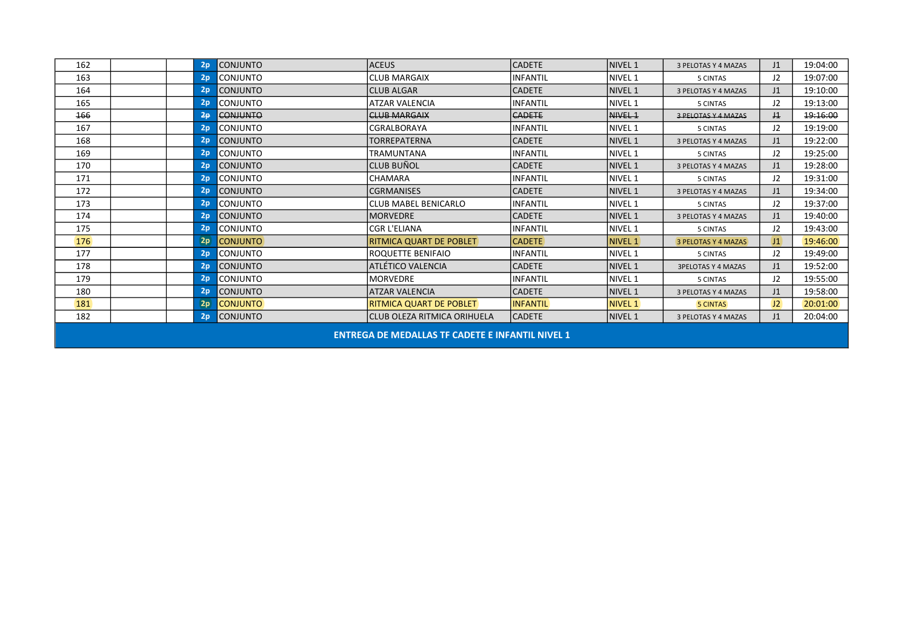| | | | | | | | | | |
|---|---|---|---|---|---|---|---|---|---|
| 162 | | | 2p | CONJUNTO | ACEUS | CADETE | NIVEL 1 | 3 PELOTAS Y 4 MAZAS | J1 | 19:04:00 |
| 163 | | | 2p | CONJUNTO | CLUB MARGAIX | INFANTIL | NIVEL 1 | 5 CINTAS | J2 | 19:07:00 |
| 164 | | | 2p | CONJUNTO | CLUB ALGAR | CADETE | NIVEL 1 | 3 PELOTAS Y 4 MAZAS | J1 | 19:10:00 |
| 165 | | | 2p | CONJUNTO | ATZAR VALENCIA | INFANTIL | NIVEL 1 | 5 CINTAS | J2 | 19:13:00 |
| ~~166~~ | | | ~~2p~~ | ~~CONJUNTO~~ | ~~CLUB MARGAIX~~ | ~~CADETE~~ | ~~NIVEL 1~~ | ~~3 PELOTAS Y 4 MAZAS~~ | ~~J1~~ | ~~19:16:00~~ |
| 167 | | | 2p | CONJUNTO | CGRALBORAYA | INFANTIL | NIVEL 1 | 5 CINTAS | J2 | 19:19:00 |
| 168 | | | 2p | CONJUNTO | TORREPATERNA | CADETE | NIVEL 1 | 3 PELOTAS Y 4 MAZAS | J1 | 19:22:00 |
| 169 | | | 2p | CONJUNTO | TRAMUNTANA | INFANTIL | NIVEL 1 | 5 CINTAS | J2 | 19:25:00 |
| 170 | | | 2p | CONJUNTO | CLUB BUÑOL | CADETE | NIVEL 1 | 3 PELOTAS Y 4 MAZAS | J1 | 19:28:00 |
| 171 | | | 2p | CONJUNTO | CHAMARA | INFANTIL | NIVEL 1 | 5 CINTAS | J2 | 19:31:00 |
| 172 | | | 2p | CONJUNTO | CGRMANISES | CADETE | NIVEL 1 | 3 PELOTAS Y 4 MAZAS | J1 | 19:34:00 |
| 173 | | | 2p | CONJUNTO | CLUB MABEL BENICARLO | INFANTIL | NIVEL 1 | 5 CINTAS | J2 | 19:37:00 |
| 174 | | | 2p | CONJUNTO | MORVEDRE | CADETE | NIVEL 1 | 3 PELOTAS Y 4 MAZAS | J1 | 19:40:00 |
| 175 | | | 2p | CONJUNTO | CGR L'ELIANA | INFANTIL | NIVEL 1 | 5 CINTAS | J2 | 19:43:00 |
| 176 | | | 2p | CONJUNTO | RITMICA QUART DE POBLET | CADETE | NIVEL 1 | 3 PELOTAS Y 4 MAZAS | J1 | 19:46:00 |
| 177 | | | 2p | CONJUNTO | ROQUETTE BENIFAIO | INFANTIL | NIVEL 1 | 5 CINTAS | J2 | 19:49:00 |
| 178 | | | 2p | CONJUNTO | ATLÉTICO VALENCIA | CADETE | NIVEL 1 | 3PELOTAS Y 4 MAZAS | J1 | 19:52:00 |
| 179 | | | 2p | CONJUNTO | MORVEDRE | INFANTIL | NIVEL 1 | 5 CINTAS | J2 | 19:55:00 |
| 180 | | | 2p | CONJUNTO | ATZAR VALENCIA | CADETE | NIVEL 1 | 3 PELOTAS Y 4 MAZAS | J1 | 19:58:00 |
| 181 | | | 2p | CONJUNTO | RITMICA QUART DE POBLET | INFANTIL | NIVEL 1 | 5 CINTAS | J2 | 20:01:00 |
| 182 | | | 2p | CONJUNTO | CLUB OLEZA RITMICA ORIHUELA | CADETE | NIVEL 1 | 3 PELOTAS Y 4 MAZAS | J1 | 20:04:00 |
| ENTREGA DE MEDALLAS TF CADETE E INFANTIL NIVEL 1 | | | | | | | | | | |